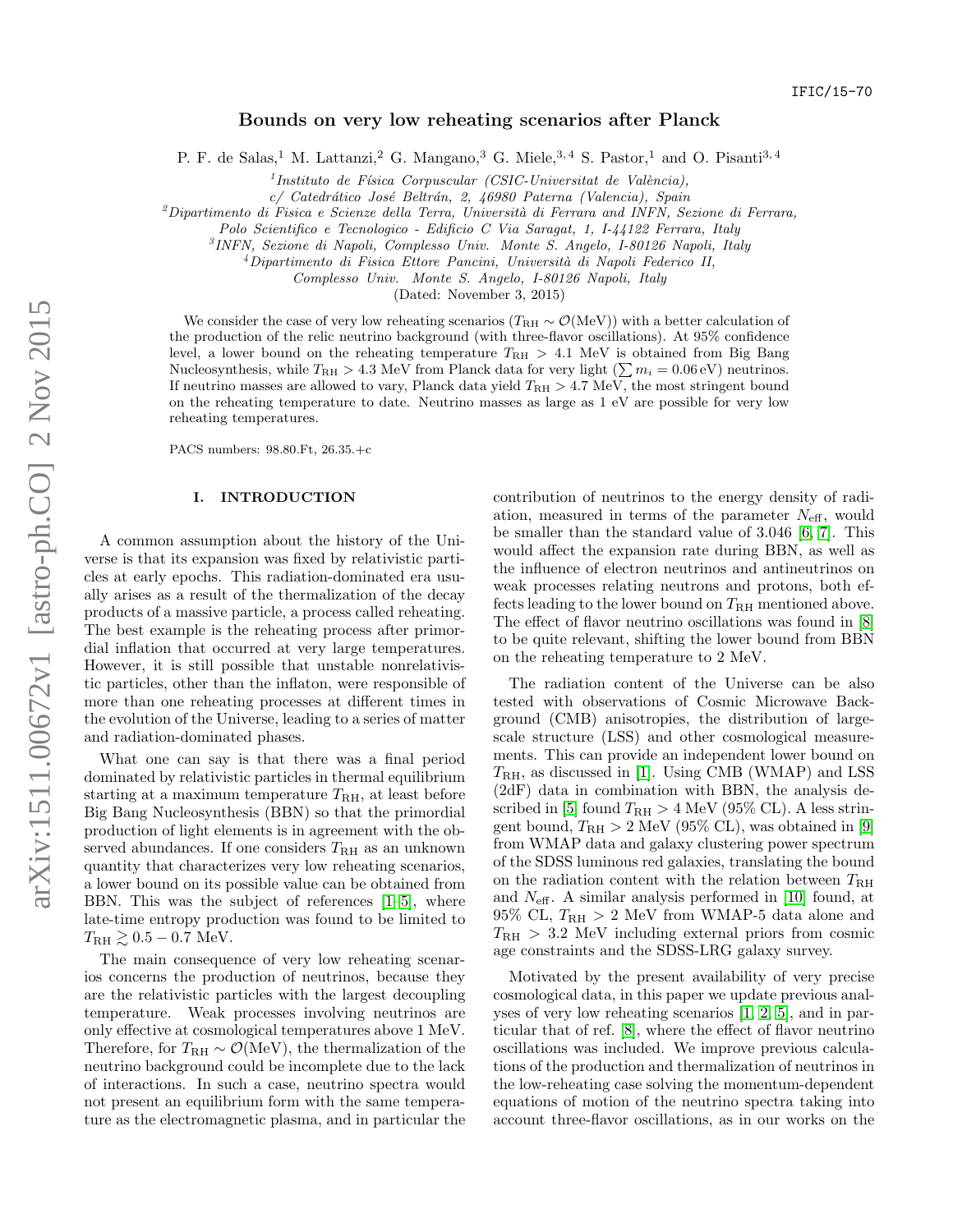IFIC/15-70

# Bounds on very low reheating scenarios after Planck

P. F. de Salas,[1] M. Lattanzi,[2] G. Mangano,[3] G. Miele,[3,4] S. Pastor,[1] and O. Pisanti[3,4]

[1] *Instituto de Física Corpuscular (CSIC-Universitat de València), c/ Catedrático José Beltrán, 2, 46980 Paterna (Valencia), Spain*

[2] *Dipartimento di Fisica e Scienze della Terra, Università di Ferrara and INFN, Sezione di Ferrara, Polo Scientifico e Tecnologico - Edificio C Via Saragat, 1, I-44122 Ferrara, Italy*

[3] *INFN, Sezione di Napoli, Complesso Univ. Monte S. Angelo, I-80126 Napoli, Italy*

[4] *Dipartimento di Fisica Ettore Pancini, Università di Napoli Federico II, Complesso Univ. Monte S. Angelo, I-80126 Napoli, Italy*

(Dated: November 3, 2015)

We consider the case of very low reheating scenarios ($T_{\rm RH} \sim \mathcal{O}$(MeV)) with a better calculation of the production of the relic neutrino background (with three-flavor oscillations). At 95% confidence level, a lower bound on the reheating temperature $T_{\rm RH} > 4.1$ MeV is obtained from Big Bang Nucleosynthesis, while $T_{\rm RH} > 4.3$ MeV from Planck data for very light ($\sum m_i = 0.06\,$eV) neutrinos. If neutrino masses are allowed to vary, Planck data yield $T_{\rm RH} > 4.7$ MeV, the most stringent bound on the reheating temperature to date. Neutrino masses as large as 1 eV are possible for very low reheating temperatures.

PACS numbers: 98.80.Ft, 26.35.+c

## I. INTRODUCTION

A common assumption about the history of the Universe is that its expansion was fixed by relativistic particles at early epochs. This radiation-dominated era usually arises as a result of the thermalization of the decay products of a massive particle, a process called reheating. The best example is the reheating process after primordial inflation that occurred at very large temperatures. However, it is still possible that unstable nonrelativistic particles, other than the inflaton, were responsible of more than one reheating processes at different times in the evolution of the Universe, leading to a series of matter and radiation-dominated phases.

What one can say is that there was a final period dominated by relativistic particles in thermal equilibrium starting at a maximum temperature $T_{\rm RH}$, at least before Big Bang Nucleosynthesis (BBN) so that the primordial production of light elements is in agreement with the observed abundances. If one considers $T_{\rm RH}$ as an unknown quantity that characterizes very low reheating scenarios, a lower bound on its possible value can be obtained from BBN. This was the subject of references [1–5], where late-time entropy production was found to be limited to $T_{\rm RH} \gtrsim 0.5 - 0.7$ MeV.

The main consequence of very low reheating scenarios concerns the production of neutrinos, because they are the relativistic particles with the largest decoupling temperature. Weak processes involving neutrinos are only effective at cosmological temperatures above 1 MeV. Therefore, for $T_{\rm RH} \sim \mathcal{O}$(MeV), the thermalization of the neutrino background could be incomplete due to the lack of interactions. In such a case, neutrino spectra would not present an equilibrium form with the same temperature as the electromagnetic plasma, and in particular the contribution of neutrinos to the energy density of radiation, measured in terms of the parameter $N_{\rm eff}$, would be smaller than the standard value of 3.046 [6, 7]. This would affect the expansion rate during BBN, as well as the influence of electron neutrinos and antineutrinos on weak processes relating neutrons and protons, both effects leading to the lower bound on $T_{\rm RH}$ mentioned above. The effect of flavor neutrino oscillations was found in [8] to be quite relevant, shifting the lower bound from BBN on the reheating temperature to 2 MeV.

The radiation content of the Universe can be also tested with observations of Cosmic Microwave Background (CMB) anisotropies, the distribution of large-scale structure (LSS) and other cosmological measurements. This can provide an independent lower bound on $T_{\rm RH}$, as discussed in [1]. Using CMB (WMAP) and LSS (2dF) data in combination with BBN, the analysis described in [5] found $T_{\rm RH} > 4$ MeV (95% CL). A less stringent bound, $T_{\rm RH} > 2$ MeV (95% CL), was obtained in [9] from WMAP data and galaxy clustering power spectrum of the SDSS luminous red galaxies, translating the bound on the radiation content with the relation between $T_{\rm RH}$ and $N_{\rm eff}$. A similar analysis performed in [10] found, at 95% CL, $T_{\rm RH} > 2$ MeV from WMAP-5 data alone and $T_{\rm RH} > 3.2$ MeV including external priors from cosmic age constraints and the SDSS-LRG galaxy survey.

Motivated by the present availability of very precise cosmological data, in this paper we update previous analyses of very low reheating scenarios [1, 2, 5], and in particular that of ref. [8], where the effect of flavor neutrino oscillations was included. We improve previous calculations of the production and thermalization of neutrinos in the low-reheating case solving the momentum-dependent equations of motion of the neutrino spectra taking into account three-flavor oscillations, as in our works on the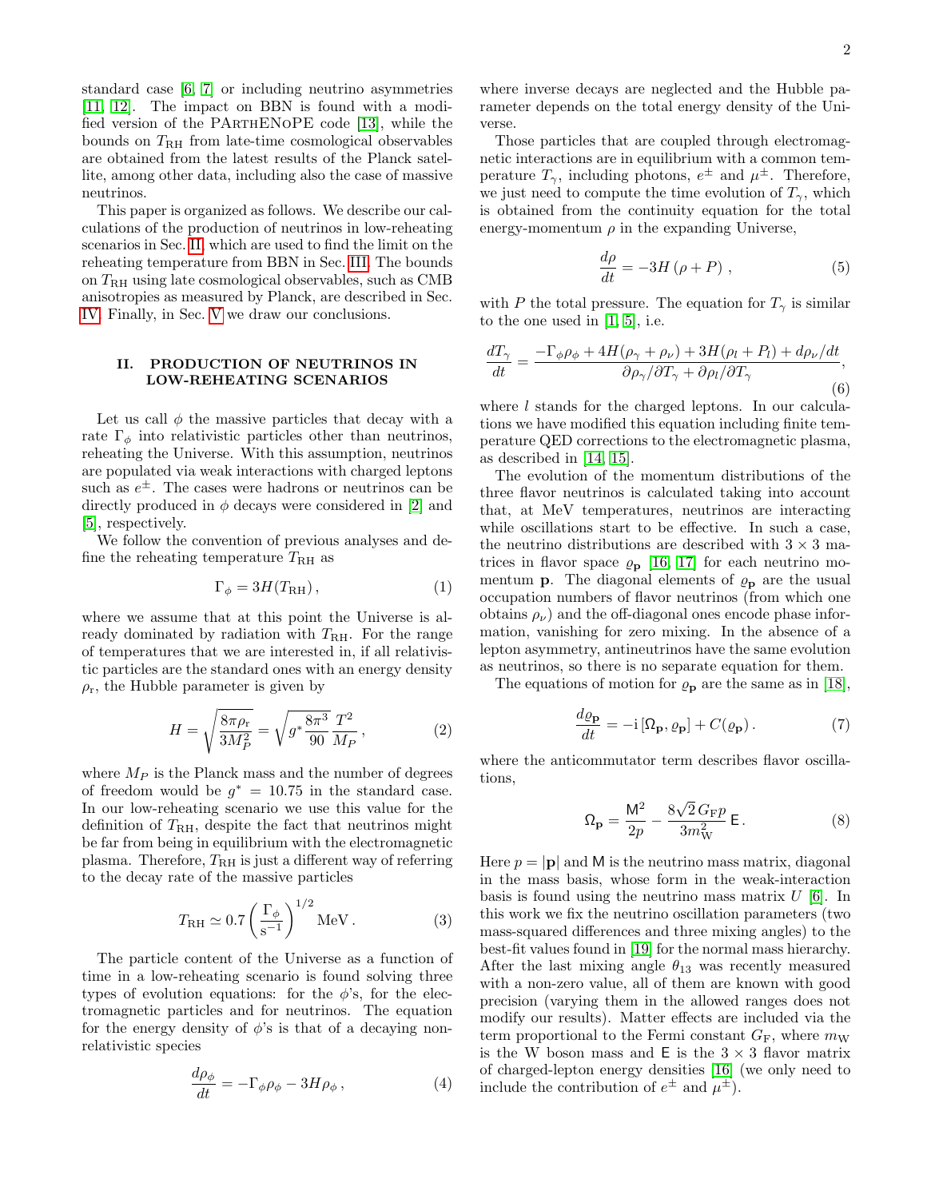standard case [6, 7] or including neutrino asymmetries [11, 12]. The impact on BBN is found with a modified version of the PArthENoPE code [13], while the bounds on $T_{\rm RH}$ from late-time cosmological observables are obtained from the latest results of the Planck satellite, among other data, including also the case of massive neutrinos.

This paper is organized as follows. We describe our calculations of the production of neutrinos in low-reheating scenarios in Sec. II, which are used to find the limit on the reheating temperature from BBN in Sec. III. The bounds on $T_{\rm RH}$ using late cosmological observables, such as CMB anisotropies as measured by Planck, are described in Sec. IV. Finally, in Sec. V we draw our conclusions.

## II. PRODUCTION OF NEUTRINOS IN LOW-REHEATING SCENARIOS

Let us call $\phi$ the massive particles that decay with a rate $\Gamma_\phi$ into relativistic particles other than neutrinos, reheating the Universe. With this assumption, neutrinos are populated via weak interactions with charged leptons such as $e^\pm$. The cases were hadrons or neutrinos can be directly produced in $\phi$ decays were considered in [2] and [5], respectively.

We follow the convention of previous analyses and define the reheating temperature $T_{\rm RH}$ as

$$\Gamma_\phi = 3H(T_{\rm RH})\,, \tag{1}$$

where we assume that at this point the Universe is already dominated by radiation with $T_{\rm RH}$. For the range of temperatures that we are interested in, if all relativistic particles are the standard ones with an energy density $\rho_{\rm r}$, the Hubble parameter is given by

$$H = \sqrt{\frac{8\pi\rho_{\rm r}}{3M_P^2}} = \sqrt{g^* \frac{8\pi^3}{90}}\,\frac{T^2}{M_P}\,, \tag{2}$$

where $M_P$ is the Planck mass and the number of degrees of freedom would be $g^* = 10.75$ in the standard case. In our low-reheating scenario we use this value for the definition of $T_{\rm RH}$, despite the fact that neutrinos might be far from being in equilibrium with the electromagnetic plasma. Therefore, $T_{\rm RH}$ is just a different way of referring to the decay rate of the massive particles

$$T_{\rm RH} \simeq 0.7 \left(\frac{\Gamma_\phi}{\rm s^{-1}}\right)^{1/2} {\rm MeV}\,. \tag{3}$$

The particle content of the Universe as a function of time in a low-reheating scenario is found solving three types of evolution equations: for the $\phi$'s, for the electromagnetic particles and for neutrinos. The equation for the energy density of $\phi$'s is that of a decaying non-relativistic species

$$\frac{d\rho_\phi}{dt} = -\Gamma_\phi \rho_\phi - 3H\rho_\phi\,, \tag{4}$$

where inverse decays are neglected and the Hubble parameter depends on the total energy density of the Universe.

Those particles that are coupled through electromagnetic interactions are in equilibrium with a common temperature $T_\gamma$, including photons, $e^\pm$ and $\mu^\pm$. Therefore, we just need to compute the time evolution of $T_\gamma$, which is obtained from the continuity equation for the total energy-momentum $\rho$ in the expanding Universe,

$$\frac{d\rho}{dt} = -3H\left(\rho + P\right)\,, \tag{5}$$

with $P$ the total pressure. The equation for $T_\gamma$ is similar to the one used in [1, 5], i.e.

$$\frac{dT_\gamma}{dt} = \frac{-\Gamma_\phi\rho_\phi + 4H(\rho_\gamma+\rho_\nu) + 3H(\rho_l + P_l) + d\rho_\nu/dt}{\partial\rho_\gamma/\partial T_\gamma + \partial\rho_l/\partial T_\gamma}, \tag{6}$$

where $l$ stands for the charged leptons. In our calculations we have modified this equation including finite temperature QED corrections to the electromagnetic plasma, as described in [14, 15].

The evolution of the momentum distributions of the three flavor neutrinos is calculated taking into account that, at MeV temperatures, neutrinos are interacting while oscillations start to be effective. In such a case, the neutrino distributions are described with $3\times 3$ matrices in flavor space $\varrho_{\mathbf{p}}$ [16, 17] for each neutrino momentum $\mathbf{p}$. The diagonal elements of $\varrho_{\mathbf{p}}$ are the usual occupation numbers of flavor neutrinos (from which one obtains $\rho_\nu$) and the off-diagonal ones encode phase information, vanishing for zero mixing. In the absence of a lepton asymmetry, antineutrinos have the same evolution as neutrinos, so there is no separate equation for them.

The equations of motion for $\varrho_{\mathbf{p}}$ are the same as in [18],

$$\frac{d\varrho_{\mathbf{p}}}{dt} = -{\rm i}\left[\Omega_{\mathbf{p}}, \varrho_{\mathbf{p}}\right] + C(\varrho_{\mathbf{p}})\,. \tag{7}$$

where the anticommutator term describes flavor oscillations,

$$\Omega_{\mathbf{p}} = \frac{\mathsf{M}^2}{2p} - \frac{8\sqrt{2}\,G_{\rm F}p}{3m_{\rm W}^2}\,\mathsf{E}\,. \tag{8}$$

Here $p = |\mathbf{p}|$ and $\mathsf{M}$ is the neutrino mass matrix, diagonal in the mass basis, whose form in the weak-interaction basis is found using the neutrino mass matrix $U$ [6]. In this work we fix the neutrino oscillation parameters (two mass-squared differences and three mixing angles) to the best-fit values found in [19] for the normal mass hierarchy. After the last mixing angle $\theta_{13}$ was recently measured with a non-zero value, all of them are known with good precision (varying them in the allowed ranges does not modify our results). Matter effects are included via the term proportional to the Fermi constant $G_{\rm F}$, where $m_{\rm W}$ is the W boson mass and $\mathsf{E}$ is the $3\times 3$ flavor matrix of charged-lepton energy densities [16] (we only need to include the contribution of $e^\pm$ and $\mu^\pm$).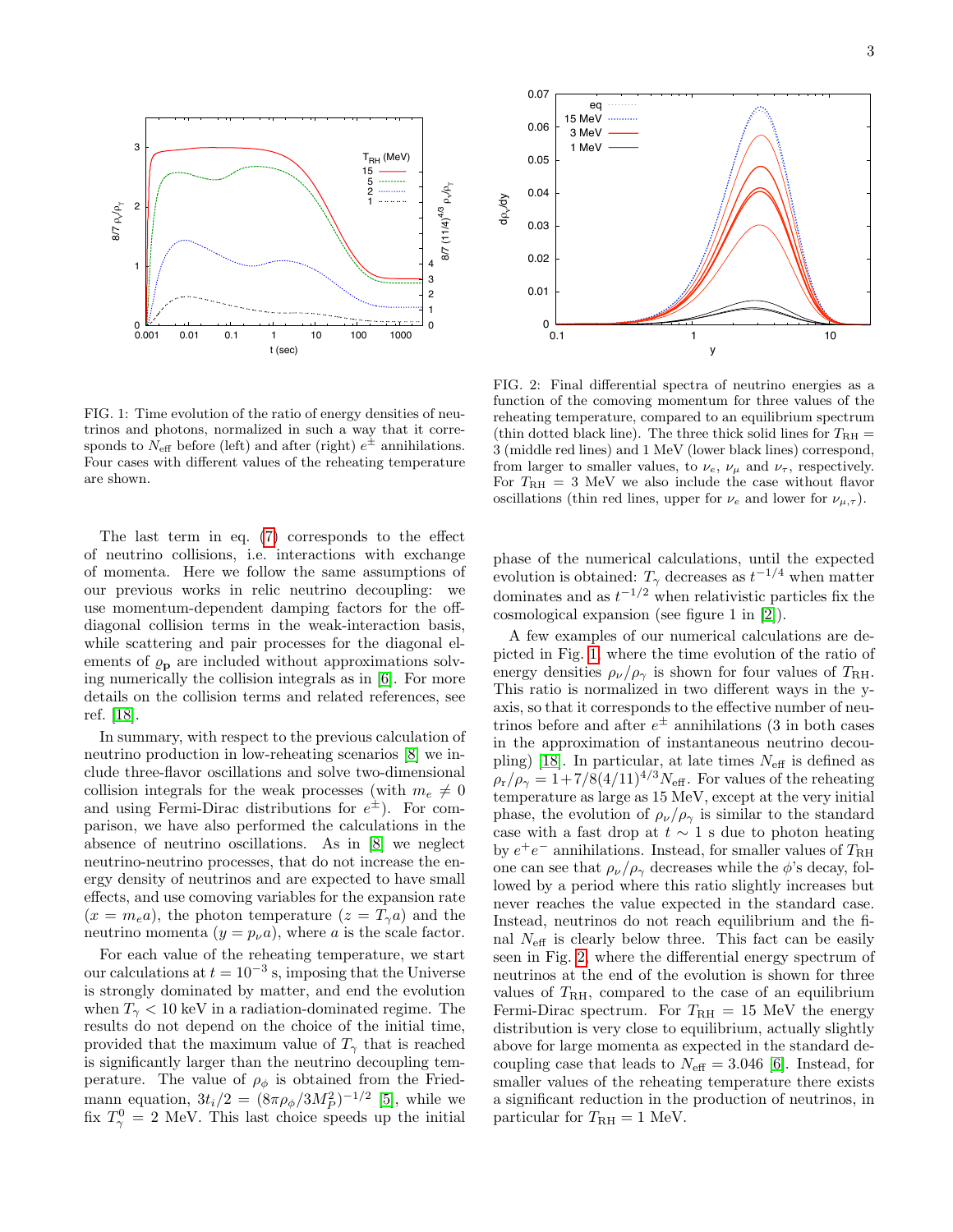FIG. 1: Time evolution of the ratio of energy densities of neutrinos and photons, normalized in such a way that it corresponds to $N_{\rm eff}$ before (left) and after (right) $e^{\pm}$ annihilations. Four cases with different values of the reheating temperature are shown.

FIG. 2: Final differential spectra of neutrino energies as a function of the comoving momentum for three values of the reheating temperature, compared to an equilibrium spectrum (thin dotted black line). The three thick solid lines for $T_{\rm RH} = 3$ (middle red lines) and 1 MeV (lower black lines) correspond, from larger to smaller values, to $\nu_e$, $\nu_\mu$ and $\nu_\tau$, respectively. For $T_{\rm RH} = 3$ MeV we also include the case without flavor oscillations (thin red lines, upper for $\nu_e$ and lower for $\nu_{\mu,\tau}$).

The last term in eq. (7) corresponds to the effect of neutrino collisions, i.e. interactions with exchange of momenta. Here we follow the same assumptions of our previous works in relic neutrino decoupling: we use momentum-dependent damping factors for the off-diagonal collision terms in the weak-interaction basis, while scattering and pair processes for the diagonal elements of $\varrho_{\mathbf{p}}$ are included without approximations solving numerically the collision integrals as in [6]. For more details on the collision terms and related references, see ref. [18].

In summary, with respect to the previous calculation of neutrino production in low-reheating scenarios [8] we include three-flavor oscillations and solve two-dimensional collision integrals for the weak processes (with $m_e \neq 0$ and using Fermi-Dirac distributions for $e^{\pm}$). For comparison, we have also performed the calculations in the absence of neutrino oscillations. As in [8] we neglect neutrino-neutrino processes, that do not increase the energy density of neutrinos and are expected to have small effects, and use comoving variables for the expansion rate ($x = m_e a$), the photon temperature ($z = T_\gamma a$) and the neutrino momenta ($y = p_\nu a$), where $a$ is the scale factor.

For each value of the reheating temperature, we start our calculations at $t = 10^{-3}$ s, imposing that the Universe is strongly dominated by matter, and end the evolution when $T_\gamma < 10$ keV in a radiation-dominated regime. The results do not depend on the choice of the initial time, provided that the maximum value of $T_\gamma$ that is reached is significantly larger than the neutrino decoupling temperature. The value of $\rho_\phi$ is obtained from the Friedmann equation, $3t_i/2 = (8\pi\rho_\phi/3M_P^2)^{-1/2}$ [5], while we fix $T_\gamma^0 = 2$ MeV. This last choice speeds up the initial phase of the numerical calculations, until the expected evolution is obtained: $T_\gamma$ decreases as $t^{-1/4}$ when matter dominates and as $t^{-1/2}$ when relativistic particles fix the cosmological expansion (see figure 1 in [2]).

A few examples of our numerical calculations are depicted in Fig. 1, where the time evolution of the ratio of energy densities $\rho_\nu/\rho_\gamma$ is shown for four values of $T_{\rm RH}$. This ratio is normalized in two different ways in the y-axis, so that it corresponds to the effective number of neutrinos before and after $e^{\pm}$ annihilations (3 in both cases in the approximation of instantaneous neutrino decoupling) [18]. In particular, at late times $N_{\rm eff}$ is defined as $\rho_{\rm r}/\rho_\gamma = 1+7/8(4/11)^{4/3}N_{\rm eff}$. For values of the reheating temperature as large as 15 MeV, except at the very initial phase, the evolution of $\rho_\nu/\rho_\gamma$ is similar to the standard case with a fast drop at $t \sim 1$ s due to photon heating by $e^+e^-$ annihilations. Instead, for smaller values of $T_{\rm RH}$ one can see that $\rho_\nu/\rho_\gamma$ decreases while the $\phi$'s decay, followed by a period where this ratio slightly increases but never reaches the value expected in the standard case. Instead, neutrinos do not reach equilibrium and the final $N_{\rm eff}$ is clearly below three. This fact can be easily seen in Fig. 2, where the differential energy spectrum of neutrinos at the end of the evolution is shown for three values of $T_{\rm RH}$, compared to the case of an equilibrium Fermi-Dirac spectrum. For $T_{\rm RH} = 15$ MeV the energy distribution is very close to equilibrium, actually slightly above for large momenta as expected in the standard decoupling case that leads to $N_{\rm eff} = 3.046$ [6]. Instead, for smaller values of the reheating temperature there exists a significant reduction in the production of neutrinos, in particular for $T_{\rm RH} = 1$ MeV.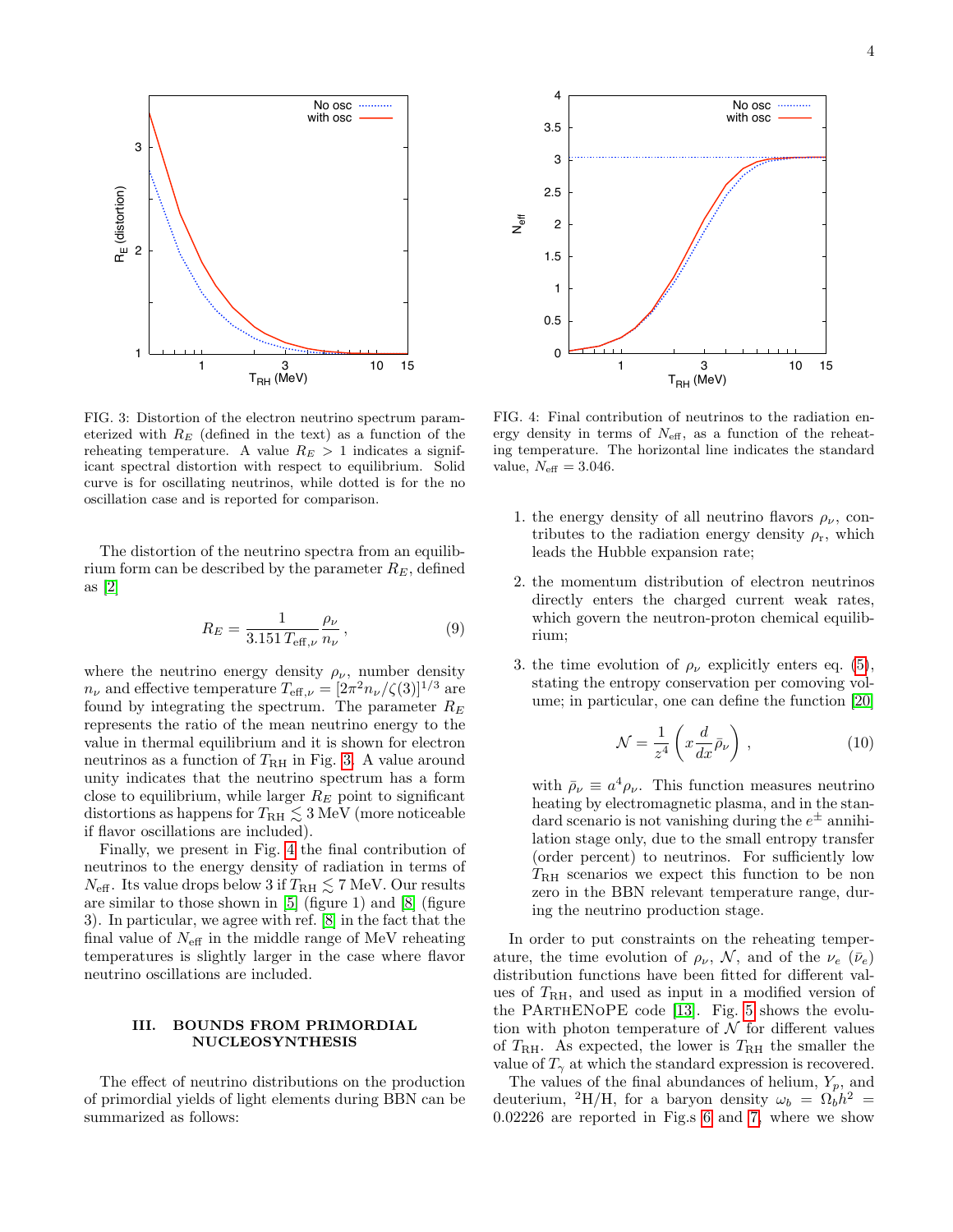FIG. 3: Distortion of the electron neutrino spectrum parameterized with $R_E$ (defined in the text) as a function of the reheating temperature. A value $R_E > 1$ indicates a significant spectral distortion with respect to equilibrium. Solid curve is for oscillating neutrinos, while dotted is for the no oscillation case and is reported for comparison.

FIG. 4: Final contribution of neutrinos to the radiation energy density in terms of $N_{\rm eff}$, as a function of the reheating temperature. The horizontal line indicates the standard value, $N_{\rm eff} = 3.046$.

The distortion of the neutrino spectra from an equilibrium form can be described by the parameter $R_E$, defined as [2]

$$R_E = \frac{1}{3.151\, T_{{\rm eff},\nu}} \frac{\rho_\nu}{n_\nu}\,, \tag{9}$$

where the neutrino energy density $\rho_\nu$, number density $n_\nu$ and effective temperature $T_{{\rm eff},\nu} = [2\pi^2 n_\nu/\zeta(3)]^{1/3}$ are found by integrating the spectrum. The parameter $R_E$ represents the ratio of the mean neutrino energy to the value in thermal equilibrium and it is shown for electron neutrinos as a function of $T_{\rm RH}$ in Fig. 3. A value around unity indicates that the neutrino spectrum has a form close to equilibrium, while larger $R_E$ point to significant distortions as happens for $T_{\rm RH} \lesssim 3$ MeV (more noticeable if flavor oscillations are included).

Finally, we present in Fig. 4 the final contribution of neutrinos to the energy density of radiation in terms of $N_{\rm eff}$. Its value drops below 3 if $T_{\rm RH} \lesssim 7$ MeV. Our results are similar to those shown in [5] (figure 1) and [8] (figure 3). In particular, we agree with ref. [8] in the fact that the final value of $N_{\rm eff}$ in the middle range of MeV reheating temperatures is slightly larger in the case where flavor neutrino oscillations are included.

## III. BOUNDS FROM PRIMORDIAL NUCLEOSYNTHESIS

The effect of neutrino distributions on the production of primordial yields of light elements during BBN can be summarized as follows:

1. the energy density of all neutrino flavors $\rho_\nu$, contributes to the radiation energy density $\rho_{\rm r}$, which leads the Hubble expansion rate;

2. the momentum distribution of electron neutrinos directly enters the charged current weak rates, which govern the neutron-proton chemical equilibrium;

3. the time evolution of $\rho_\nu$ explicitly enters eq. (5), stating the entropy conservation per comoving volume; in particular, one can define the function [20]

$$\mathcal{N} = \frac{1}{z^4}\left( x \frac{d}{dx} \bar{\rho}_\nu \right)\,, \tag{10}$$

with $\bar{\rho}_\nu \equiv a^4 \rho_\nu$. This function measures neutrino heating by electromagnetic plasma, and in the standard scenario is not vanishing during the $e^\pm$ annihilation stage only, due to the small entropy transfer (order percent) to neutrinos. For sufficiently low $T_{\rm RH}$ scenarios we expect this function to be non zero in the BBN relevant temperature range, during the neutrino production stage.

In order to put constraints on the reheating temperature, the time evolution of $\rho_\nu$, $\mathcal{N}$, and of the $\nu_e$ ($\bar{\nu}_e$) distribution functions have been fitted for different values of $T_{\rm RH}$, and used as input in a modified version of the PArthENoPE code [13]. Fig. 5 shows the evolution with photon temperature of $\mathcal{N}$ for different values of $T_{\rm RH}$. As expected, the lower is $T_{\rm RH}$ the smaller the value of $T_\gamma$ at which the standard expression is recovered.

The values of the final abundances of helium, $Y_p$, and deuterium, $^2$H/H, for a baryon density $\omega_b = \Omega_b h^2 = 0.02226$ are reported in Fig.s 6 and 7, where we show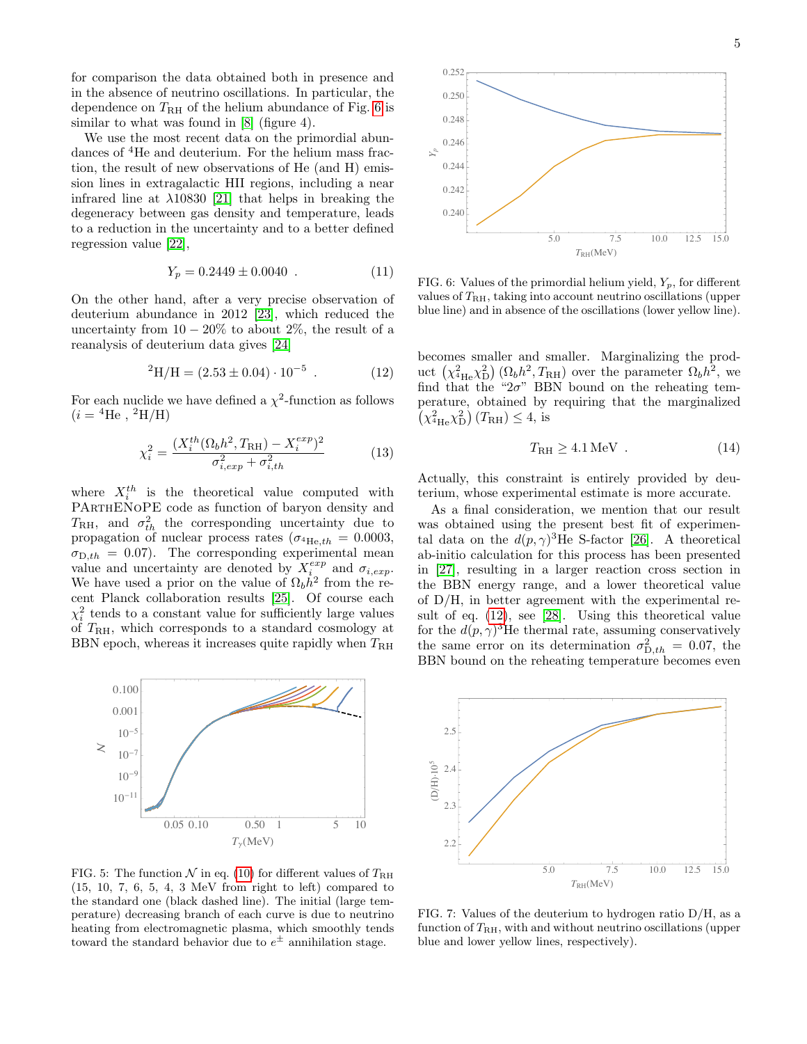for comparison the data obtained both in presence and in the absence of neutrino oscillations. In particular, the dependence on $T_{\rm RH}$ of the helium abundance of Fig. 6 is similar to what was found in [8] (figure 4).

We use the most recent data on the primordial abundances of $^4$He and deuterium. For the helium mass fraction, the result of new observations of He (and H) emission lines in extragalactic HII regions, including a near infrared line at $\lambda 10830$ [21] that helps in breaking the degeneracy between gas density and temperature, leads to a reduction in the uncertainty and to a better defined regression value [22],

$$Y_p = 0.2449 \pm 0.0040 \ . \tag{11}$$

On the other hand, after a very precise observation of deuterium abundance in 2012 [23], which reduced the uncertainty from $10-20\%$ to about 2%, the result of a reanalysis of deuterium data gives [24]

$$^2\text{H/H} = (2.53 \pm 0.04) \cdot 10^{-5} \ . \tag{12}$$

For each nuclide we have defined a $\chi^2$-function as follows ($i = {}^4$He , $^2$H/H)

$$\chi_i^2 = \frac{(X_i^{th}(\Omega_b h^2, T_{\rm RH}) - X_i^{exp})^2}{\sigma_{i,exp}^2 + \sigma_{i,th}^2} \tag{13}$$

where $X_i^{th}$ is the theoretical value computed with PArthENoPE code as function of baryon density and $T_{\rm RH}$, and $\sigma_{th}^2$ the corresponding uncertainty due to propagation of nuclear process rates ($\sigma_{^4\text{He},th} = 0.0003$, $\sigma_{\text{D},th} = 0.07$). The corresponding experimental mean value and uncertainty are denoted by $X_i^{exp}$ and $\sigma_{i,exp}$. We have used a prior on the value of $\Omega_b h^2$ from the recent Planck collaboration results [25]. Of course each $\chi_i^2$ tends to a constant value for sufficiently large values of $T_{\rm RH}$, which corresponds to a standard cosmology at BBN epoch, whereas it increases quite rapidly when $T_{\rm RH}$ becomes smaller and smaller. Marginalizing the product $\left(\chi^2_{^4\text{He}}\chi^2_{\text{D}}\right)(\Omega_b h^2, T_{\rm RH})$ over the parameter $\Omega_b h^2$, we find that the "$2\sigma$" BBN bound on the reheating temperature, obtained by requiring that the marginalized $\left(\chi^2_{^4\text{He}}\chi^2_{\text{D}}\right)(T_{\rm RH}) \leq 4$, is

$$T_{\rm RH} \geq 4.1 \, \text{MeV} \ . \tag{14}$$

Actually, this constraint is entirely provided by deuterium, whose experimental estimate is more accurate.

As a final consideration, we mention that our result was obtained using the present best fit of experimental data on the $d(p,\gamma)^3$He S-factor [26]. A theoretical ab-initio calculation for this process has been presented in [27], resulting in a larger reaction cross section in the BBN energy range, and a lower theoretical value of D/H, in better agreement with the experimental result of eq. (12), see [28]. Using this theoretical value for the $d(p,\gamma)^3$He thermal rate, assuming conservatively the same error on its determination $\sigma^2_{\text{D},th} = 0.07$, the BBN bound on the reheating temperature becomes even

FIG. 5: The function $\mathcal{N}$ in eq. (10) for different values of $T_{\rm RH}$ (15, 10, 7, 6, 5, 4, 3 MeV from right to left) compared to the standard one (black dashed line). The initial (large temperature) decreasing branch of each curve is due to neutrino heating from electromagnetic plasma, which smoothly tends toward the standard behavior due to $e^\pm$ annihilation stage.

FIG. 6: Values of the primordial helium yield, $Y_p$, for different values of $T_{\rm RH}$, taking into account neutrino oscillations (upper blue line) and in absence of the oscillations (lower yellow line).

FIG. 7: Values of the deuterium to hydrogen ratio D/H, as a function of $T_{\rm RH}$, with and without neutrino oscillations (upper blue and lower yellow lines, respectively).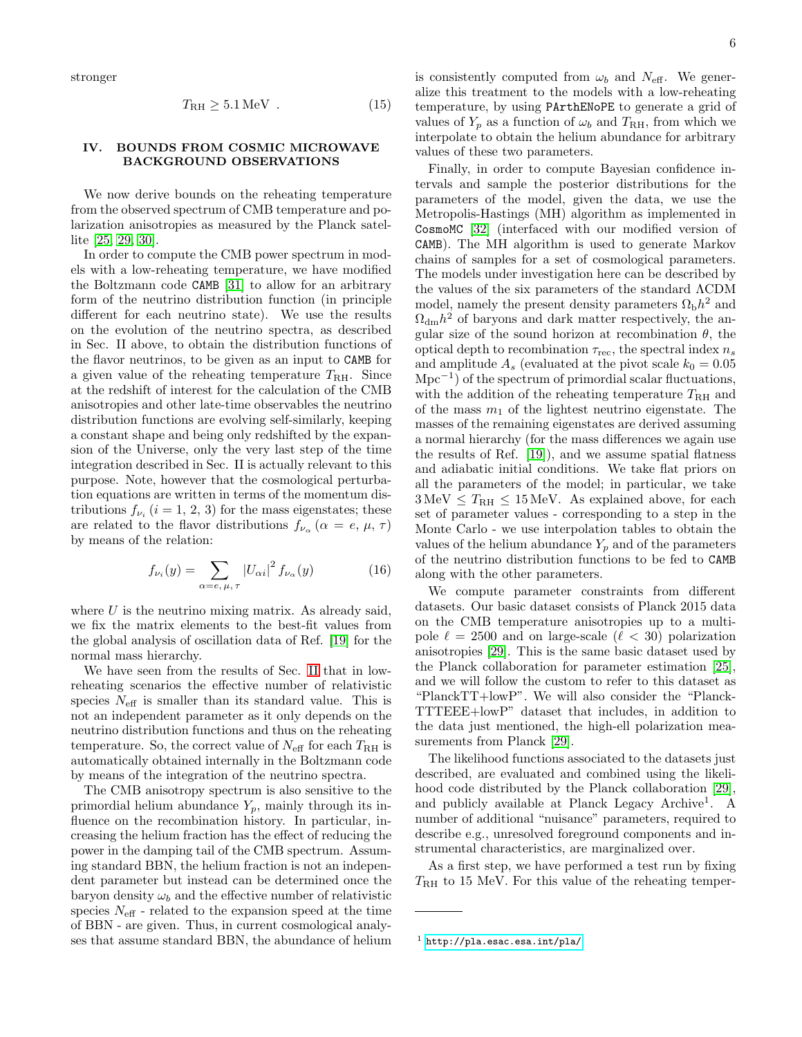stronger

$$T_{\rm RH} \geq 5.1\,\text{MeV}\ . \qquad (15)$$

## IV. BOUNDS FROM COSMIC MICROWAVE BACKGROUND OBSERVATIONS

We now derive bounds on the reheating temperature from the observed spectrum of CMB temperature and polarization anisotropies as measured by the Planck satellite [25, 29, 30].

In order to compute the CMB power spectrum in models with a low-reheating temperature, we have modified the Boltzmann code CAMB [31] to allow for an arbitrary form of the neutrino distribution function (in principle different for each neutrino state). We use the results on the evolution of the neutrino spectra, as described in Sec. II above, to obtain the distribution functions of the flavor neutrinos, to be given as an input to CAMB for a given value of the reheating temperature $T_{\rm RH}$. Since at the redshift of interest for the calculation of the CMB anisotropies and other late-time observables the neutrino distribution functions are evolving self-similarly, keeping a constant shape and being only redshifted by the expansion of the Universe, only the very last step of the time integration described in Sec. II is actually relevant to this purpose. Note, however that the cosmological perturbation equations are written in terms of the momentum distributions $f_{\nu_i}$ ($i = 1, 2, 3$) for the mass eigenstates; these are related to the flavor distributions $f_{\nu_\alpha}$ ($\alpha = e, \mu, \tau$) by means of the relation:

$$f_{\nu_i}(y) = \sum_{\alpha=e,\,\mu,\,\tau} |U_{\alpha i}|^2 f_{\nu_\alpha}(y) \qquad (16)$$

where $U$ is the neutrino mixing matrix. As already said, we fix the matrix elements to the best-fit values from the global analysis of oscillation data of Ref. [19] for the normal mass hierarchy.

We have seen from the results of Sec. II that in low-reheating scenarios the effective number of relativistic species $N_{\rm eff}$ is smaller than its standard value. This is not an independent parameter as it only depends on the neutrino distribution functions and thus on the reheating temperature. So, the correct value of $N_{\rm eff}$ for each $T_{\rm RH}$ is automatically obtained internally in the Boltzmann code by means of the integration of the neutrino spectra.

The CMB anisotropy spectrum is also sensitive to the primordial helium abundance $Y_p$, mainly through its influence on the recombination history. In particular, increasing the helium fraction has the effect of reducing the power in the damping tail of the CMB spectrum. Assuming standard BBN, the helium fraction is not an independent parameter but instead can be determined once the baryon density $\omega_b$ and the effective number of relativistic species $N_{\rm eff}$ - related to the expansion speed at the time of BBN - are given. Thus, in current cosmological analyses that assume standard BBN, the abundance of helium is consistently computed from $\omega_b$ and $N_{\rm eff}$. We generalize this treatment to the models with a low-reheating temperature, by using PArthENoPE to generate a grid of values of $Y_p$ as a function of $\omega_b$ and $T_{\rm RH}$, from which we interpolate to obtain the helium abundance for arbitrary values of these two parameters.

Finally, in order to compute Bayesian confidence intervals and sample the posterior distributions for the parameters of the model, given the data, we use the Metropolis-Hastings (MH) algorithm as implemented in CosmoMC [32] (interfaced with our modified version of CAMB). The MH algorithm is used to generate Markov chains of samples for a set of cosmological parameters. The models under investigation here can be described by the values of the six parameters of the standard ΛCDM model, namely the present density parameters $\Omega_{\rm b}h^2$ and $\Omega_{\rm dm}h^2$ of baryons and dark matter respectively, the angular size of the sound horizon at recombination $\theta$, the optical depth to recombination $\tau_{\rm rec}$, the spectral index $n_s$ and amplitude $A_s$ (evaluated at the pivot scale $k_0 = 0.05$ $\text{Mpc}^{-1}$) of the spectrum of primordial scalar fluctuations, with the addition of the reheating temperature $T_{\rm RH}$ and of the mass $m_1$ of the lightest neutrino eigenstate. The masses of the remaining eigenstates are derived assuming a normal hierarchy (for the mass differences we again use the results of Ref. [19]), and we assume spatial flatness and adiabatic initial conditions. We take flat priors on all the parameters of the model; in particular, we take $3\,\text{MeV} \leq T_{\rm RH} \leq 15\,\text{MeV}$. As explained above, for each set of parameter values - corresponding to a step in the Monte Carlo - we use interpolation tables to obtain the values of the helium abundance $Y_p$ and of the parameters of the neutrino distribution functions to be fed to CAMB along with the other parameters.

We compute parameter constraints from different datasets. Our basic dataset consists of Planck 2015 data on the CMB temperature anisotropies up to a multipole $\ell = 2500$ and on large-scale ($\ell < 30$) polarization anisotropies [29]. This is the same basic dataset used by the Planck collaboration for parameter estimation [25], and we will follow the custom to refer to this dataset as "PlanckTT+lowP". We will also consider the "PlanckTTTEEE+lowP" dataset that includes, in addition to the data just mentioned, the high-ell polarization measurements from Planck [29].

The likelihood functions associated to the datasets just described, are evaluated and combined using the likelihood code distributed by the Planck collaboration [29], and publicly available at Planck Legacy Archive[1]. A number of additional "nuisance" parameters, required to describe e.g., unresolved foreground components and instrumental characteristics, are marginalized over.

As a first step, we have performed a test run by fixing $T_{\rm RH}$ to 15 MeV. For this value of the reheating temper-

[1] http://pla.esac.esa.int/pla/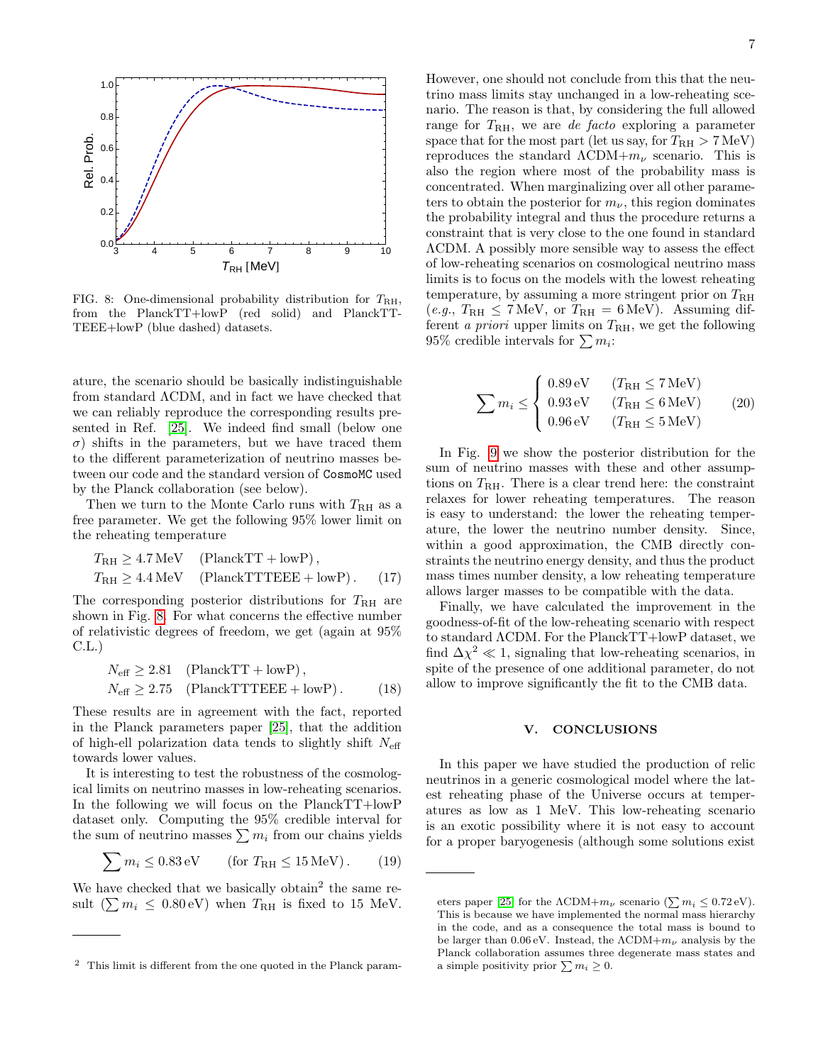FIG. 8: One-dimensional probability distribution for $T_{\rm RH}$, from the PlanckTT+lowP (red solid) and PlanckTT-TEEE+lowP (blue dashed) datasets.

ature, the scenario should be basically indistinguishable from standard ΛCDM, and in fact we have checked that we can reliably reproduce the corresponding results presented in Ref. [25]. We indeed find small (below one $\sigma$) shifts in the parameters, but we have traced them to the different parameterization of neutrino masses between our code and the standard version of CosmoMC used by the Planck collaboration (see below).

Then we turn to the Monte Carlo runs with $T_{\rm RH}$ as a free parameter. We get the following 95% lower limit on the reheating temperature

$$\begin{aligned} T_{\rm RH} &\geq 4.7\,{\rm MeV} \quad ({\rm PlanckTT + lowP})\,, \\ T_{\rm RH} &\geq 4.4\,{\rm MeV} \quad ({\rm PlanckTTTEEE + lowP})\,. \end{aligned} \tag{17}$$

The corresponding posterior distributions for $T_{\rm RH}$ are shown in Fig. 8. For what concerns the effective number of relativistic degrees of freedom, we get (again at 95% C.L.)

$$\begin{aligned} N_{\rm eff} &\geq 2.81 \quad ({\rm PlanckTT + lowP})\,, \\ N_{\rm eff} &\geq 2.75 \quad ({\rm PlanckTTTEEE + lowP})\,. \end{aligned} \tag{18}$$

These results are in agreement with the fact, reported in the Planck parameters paper [25], that the addition of high-ell polarization data tends to slightly shift $N_{\rm eff}$ towards lower values.

It is interesting to test the robustness of the cosmological limits on neutrino masses in low-reheating scenarios. In the following we will focus on the PlanckTT+lowP dataset only. Computing the 95% credible interval for the sum of neutrino masses $\sum m_i$ from our chains yields

$$\sum m_i \leq 0.83\,{\rm eV} \qquad ({\rm for}\ T_{\rm RH} \leq 15\,{\rm MeV})\,. \tag{19}$$

We have checked that we basically obtain[2] the same result ($\sum m_i \leq 0.80\,{\rm eV}$) when $T_{\rm RH}$ is fixed to 15 MeV. However, one should not conclude from this that the neutrino mass limits stay unchanged in a low-reheating scenario. The reason is that, by considering the full allowed range for $T_{\rm RH}$, we are *de facto* exploring a parameter space that for the most part (let us say, for $T_{\rm RH} > 7\,{\rm MeV}$) reproduces the standard ΛCDM+$m_\nu$ scenario. This is also the region where most of the probability mass is concentrated. When marginalizing over all other parameters to obtain the posterior for $m_\nu$, this region dominates the probability integral and thus the procedure returns a constraint that is very close to the one found in standard ΛCDM. A possibly more sensible way to assess the effect of low-reheating scenarios on cosmological neutrino mass limits is to focus on the models with the lowest reheating temperature, by assuming a more stringent prior on $T_{\rm RH}$ (*e.g.*, $T_{\rm RH} \leq 7\,{\rm MeV}$, or $T_{\rm RH} = 6\,{\rm MeV}$). Assuming different *a priori* upper limits on $T_{\rm RH}$, we get the following 95% credible intervals for $\sum m_i$:

$$\sum m_i \leq \begin{cases} 0.89\,{\rm eV} & (T_{\rm RH} \leq 7\,{\rm MeV}) \\ 0.93\,{\rm eV} & (T_{\rm RH} \leq 6\,{\rm MeV}) \\ 0.96\,{\rm eV} & (T_{\rm RH} \leq 5\,{\rm MeV}) \end{cases} \tag{20}$$

In Fig. 9 we show the posterior distribution for the sum of neutrino masses with these and other assumptions on $T_{\rm RH}$. There is a clear trend here: the constraint relaxes for lower reheating temperatures. The reason is easy to understand: the lower the reheating temperature, the lower the neutrino number density. Since, within a good approximation, the CMB directly constraints the neutrino energy density, and thus the product mass times number density, a low reheating temperature allows larger masses to be compatible with the data.

Finally, we have calculated the improvement in the goodness-of-fit of the low-reheating scenario with respect to standard ΛCDM. For the PlanckTT+lowP dataset, we find $\Delta\chi^2 \ll 1$, signaling that low-reheating scenarios, in spite of the presence of one additional parameter, do not allow to improve significantly the fit to the CMB data.

## V. CONCLUSIONS

In this paper we have studied the production of relic neutrinos in a generic cosmological model where the latest reheating phase of the Universe occurs at temperatures as low as 1 MeV. This low-reheating scenario is an exotic possibility where it is not easy to account for a proper baryogenesis (although some solutions exist

[2] This limit is different from the one quoted in the Planck parameters paper [25] for the ΛCDM+$m_\nu$ scenario ($\sum m_i \leq 0.72\,{\rm eV}$). This is because we have implemented the normal mass hierarchy in the code, and as a consequence the total mass is bound to be larger than 0.06 eV. Instead, the ΛCDM+$m_\nu$ analysis by the Planck collaboration assumes three degenerate mass states and a simple positivity prior $\sum m_i \geq 0$.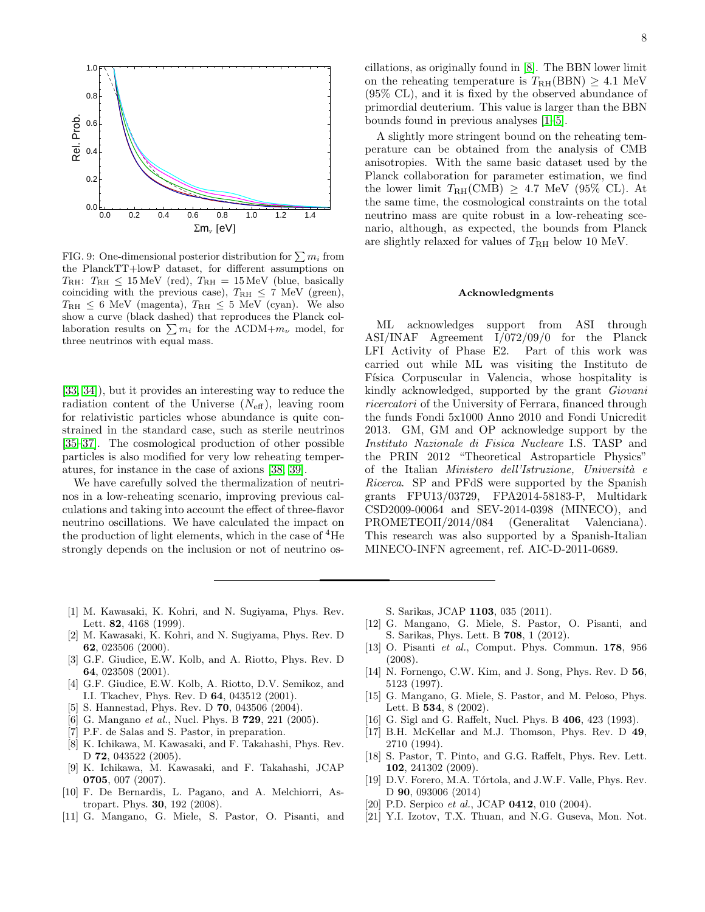FIG. 9: One-dimensional posterior distribution for $\sum m_i$ from the PlanckTT+lowP dataset, for different assumptions on $T_{\rm RH}$: $T_{\rm RH} \leq 15\,{\rm MeV}$ (red), $T_{\rm RH} = 15\,{\rm MeV}$ (blue, basically coinciding with the previous case), $T_{\rm RH} \leq 7$ MeV (green), $T_{\rm RH} \leq 6$ MeV (magenta), $T_{\rm RH} \leq 5$ MeV (cyan). We also show a curve (black dashed) that reproduces the Planck collaboration results on $\sum m_i$ for the $\Lambda$CDM+$m_\nu$ model, for three neutrinos with equal mass.

[33, 34]), but it provides an interesting way to reduce the radiation content of the Universe ($N_{\rm eff}$), leaving room for relativistic particles whose abundance is quite constrained in the standard case, such as sterile neutrinos [35–37]. The cosmological production of other possible particles is also modified for very low reheating temperatures, for instance in the case of axions [38, 39].

We have carefully solved the thermalization of neutrinos in a low-reheating scenario, improving previous calculations and taking into account the effect of three-flavor neutrino oscillations. We have calculated the impact on the production of light elements, which in the case of $^4$He strongly depends on the inclusion or not of neutrino oscillations, as originally found in [8]. The BBN lower limit on the reheating temperature is $T_{\rm RH}({\rm BBN}) \geq 4.1$ MeV (95% CL), and it is fixed by the observed abundance of primordial deuterium. This value is larger than the BBN bounds found in previous analyses [1–5].

A slightly more stringent bound on the reheating temperature can be obtained from the analysis of CMB anisotropies. With the same basic dataset used by the Planck collaboration for parameter estimation, we find the lower limit $T_{\rm RH}({\rm CMB}) \geq 4.7$ MeV (95% CL). At the same time, the cosmological constraints on the total neutrino mass are quite robust in a low-reheating scenario, although, as expected, the bounds from Planck are slightly relaxed for values of $T_{\rm RH}$ below 10 MeV.

### Acknowledgments

ML acknowledges support from ASI through ASI/INAF Agreement I/072/09/0 for the Planck LFI Activity of Phase E2. Part of this work was carried out while ML was visiting the Instituto de Física Corpuscular in Valencia, whose hospitality is kindly acknowledged, supported by the grant *Giovani ricercatori* of the University of Ferrara, financed through the funds Fondi 5x1000 Anno 2010 and Fondi Unicredit 2013. GM, GM and OP acknowledge support by the *Instituto Nazionale di Fisica Nucleare* I.S. TASP and the PRIN 2012 "Theoretical Astroparticle Physics" of the Italian *Ministero dell'Istruzione, Università e Ricerca*. SP and PFdS were supported by the Spanish grants FPU13/03729, FPA2014-58183-P, Multidark CSD2009-00064 and SEV-2014-0398 (MINECO), and PROMETEOII/2014/084 (Generalitat Valenciana). This research was also supported by a Spanish-Italian MINECO-INFN agreement, ref. AIC-D-2011-0689.

---

[1] M. Kawasaki, K. Kohri, and N. Sugiyama, Phys. Rev. Lett. **82**, 4168 (1999).

[2] M. Kawasaki, K. Kohri, and N. Sugiyama, Phys. Rev. D **62**, 023506 (2000).

[3] G.F. Giudice, E.W. Kolb, and A. Riotto, Phys. Rev. D **64**, 023508 (2001).

[4] G.F. Giudice, E.W. Kolb, A. Riotto, D.V. Semikoz, and I.I. Tkachev, Phys. Rev. D **64**, 043512 (2001).

[5] S. Hannestad, Phys. Rev. D **70**, 043506 (2004).

[6] G. Mangano *et al.*, Nucl. Phys. B **729**, 221 (2005).

[7] P.F. de Salas and S. Pastor, in preparation.

[8] K. Ichikawa, M. Kawasaki, and F. Takahashi, Phys. Rev. D **72**, 043522 (2005).

[9] K. Ichikawa, M. Kawasaki, and F. Takahashi, JCAP **0705**, 007 (2007).

[10] F. De Bernardis, L. Pagano, and A. Melchiorri, Astropart. Phys. **30**, 192 (2008).

[11] G. Mangano, G. Miele, S. Pastor, O. Pisanti, and S. Sarikas, JCAP **1103**, 035 (2011).

[12] G. Mangano, G. Miele, S. Pastor, O. Pisanti, and S. Sarikas, Phys. Lett. B **708**, 1 (2012).

[13] O. Pisanti *et al.*, Comput. Phys. Commun. **178**, 956 (2008).

[14] N. Fornengo, C.W. Kim, and J. Song, Phys. Rev. D **56**, 5123 (1997).

[15] G. Mangano, G. Miele, S. Pastor, and M. Peloso, Phys. Lett. B **534**, 8 (2002).

[16] G. Sigl and G. Raffelt, Nucl. Phys. B **406**, 423 (1993).

[17] B.H. McKellar and M.J. Thomson, Phys. Rev. D **49**, 2710 (1994).

[18] S. Pastor, T. Pinto, and G.G. Raffelt, Phys. Rev. Lett. **102**, 241302 (2009).

[19] D.V. Forero, M.A. Tórtola, and J.W.F. Valle, Phys. Rev. D **90**, 093006 (2014)

[20] P.D. Serpico *et al.*, JCAP **0412**, 010 (2004).

[21] Y.I. Izotov, T.X. Thuan, and N.G. Guseva, Mon. Not.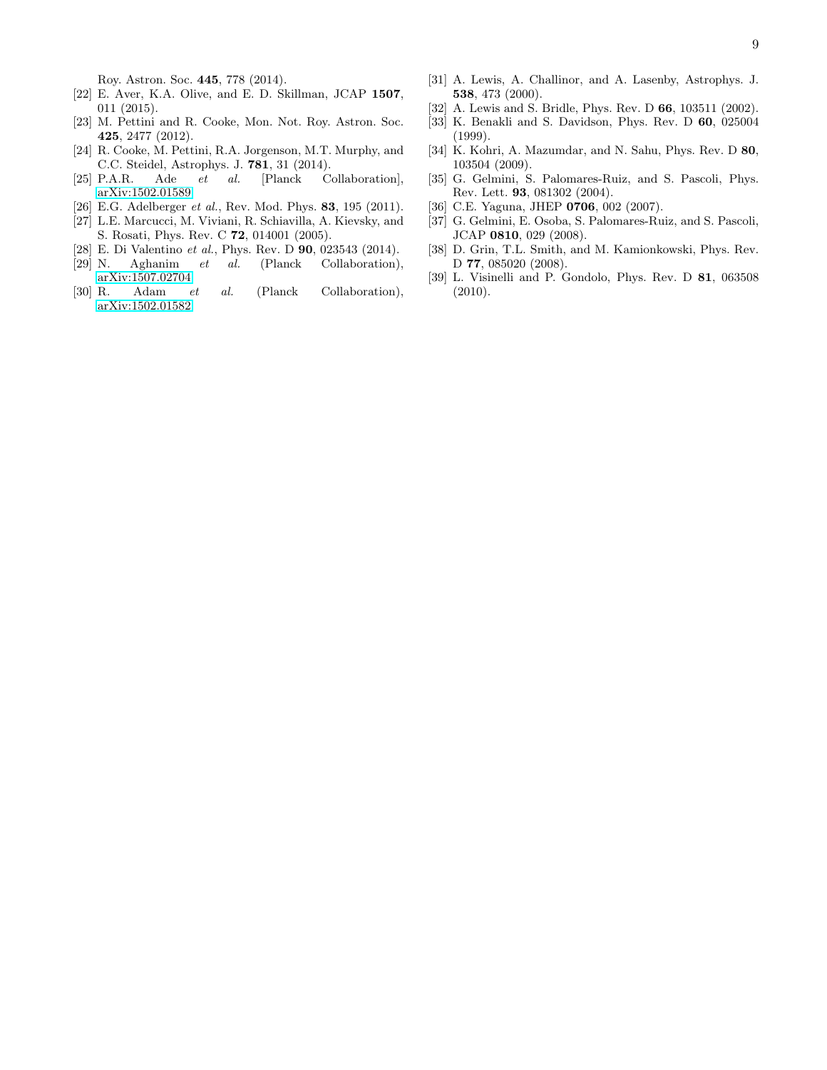Roy. Astron. Soc. **445**, 778 (2014).

[22] E. Aver, K.A. Olive, and E. D. Skillman, JCAP **1507**, 011 (2015).

[23] M. Pettini and R. Cooke, Mon. Not. Roy. Astron. Soc. **425**, 2477 (2012).

[24] R. Cooke, M. Pettini, R.A. Jorgenson, M.T. Murphy, and C.C. Steidel, Astrophys. J. **781**, 31 (2014).

[25] P.A.R. Ade *et al.* [Planck Collaboration], arXiv:1502.01589.

[26] E.G. Adelberger *et al.*, Rev. Mod. Phys. **83**, 195 (2011).

[27] L.E. Marcucci, M. Viviani, R. Schiavilla, A. Kievsky, and S. Rosati, Phys. Rev. C **72**, 014001 (2005).

[28] E. Di Valentino *et al.*, Phys. Rev. D **90**, 023543 (2014).

[29] N. Aghanim *et al.* (Planck Collaboration), arXiv:1507.02704.

[30] R. Adam *et al.* (Planck Collaboration), arXiv:1502.01582.

[31] A. Lewis, A. Challinor, and A. Lasenby, Astrophys. J. **538**, 473 (2000).

[32] A. Lewis and S. Bridle, Phys. Rev. D **66**, 103511 (2002).

[33] K. Benakli and S. Davidson, Phys. Rev. D **60**, 025004 (1999).

[34] K. Kohri, A. Mazumdar, and N. Sahu, Phys. Rev. D **80**, 103504 (2009).

[35] G. Gelmini, S. Palomares-Ruiz, and S. Pascoli, Phys. Rev. Lett. **93**, 081302 (2004).

[36] C.E. Yaguna, JHEP **0706**, 002 (2007).

[37] G. Gelmini, E. Osoba, S. Palomares-Ruiz, and S. Pascoli, JCAP **0810**, 029 (2008).

[38] D. Grin, T.L. Smith, and M. Kamionkowski, Phys. Rev. D **77**, 085020 (2008).

[39] L. Visinelli and P. Gondolo, Phys. Rev. D **81**, 063508 (2010).